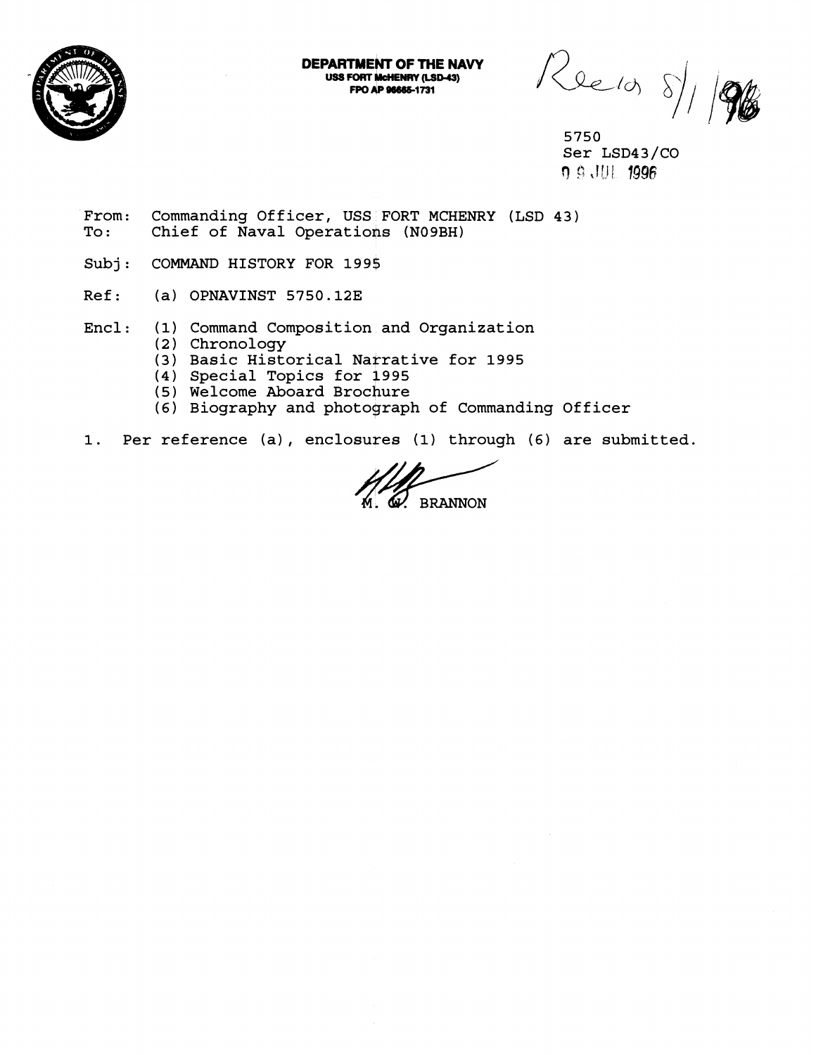**DEPARTMENT OF THE NAVY**
**USS FORT McHENRY (LSD-43)**
**FPO AP 96665-1731**

Recd 8/1/96

5750
Ser LSD43/CO
09 JUL 1996

From: Commanding Officer, USS FORT MCHENRY (LSD 43)
To: Chief of Naval Operations (N09BH)

Subj: COMMAND HISTORY FOR 1995

Ref: (a) OPNAVINST 5750.12E

Encl: (1) Command Composition and Organization
(2) Chronology
(3) Basic Historical Narrative for 1995
(4) Special Topics for 1995
(5) Welcome Aboard Brochure
(6) Biography and photograph of Commanding Officer

1. Per reference (a), enclosures (1) through (6) are submitted.

M. W. BRANNON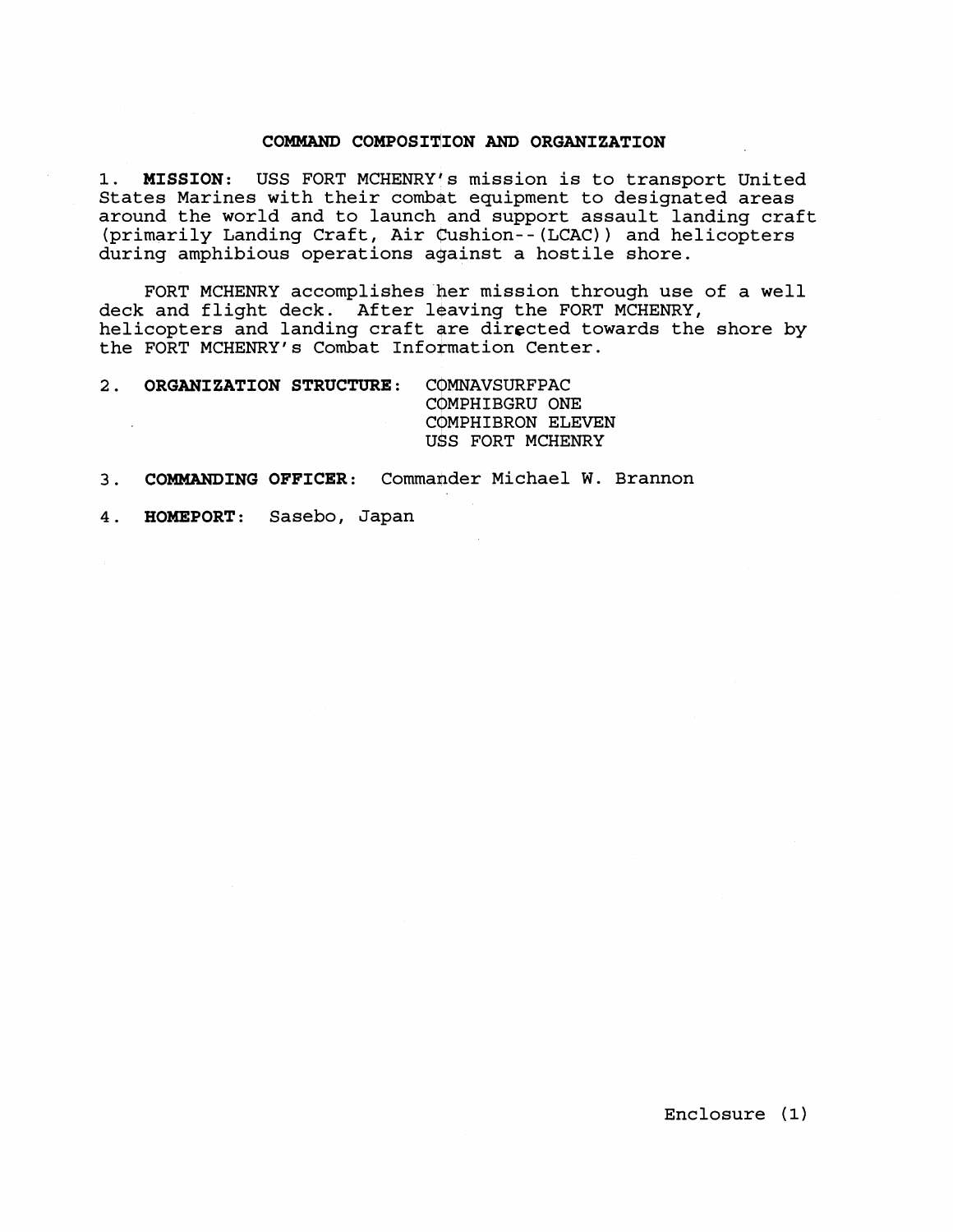## COMMAND COMPOSITION AND ORGANIZATION

1. **MISSION**: USS FORT MCHENRY's mission is to transport United States Marines with their combat equipment to designated areas around the world and to launch and support assault landing craft (primarily Landing Craft, Air Cushion--(LCAC)) and helicopters during amphibious operations against a hostile shore.

FORT MCHENRY accomplishes her mission through use of a well deck and flight deck. After leaving the FORT MCHENRY, helicopters and landing craft are directed towards the shore by the FORT MCHENRY's Combat Information Center.

2. **ORGANIZATION STRUCTURE**: COMNAVSURFPAC
   COMPHIBGRU ONE
   COMPHIBRON ELEVEN
   USS FORT MCHENRY

3. **COMMANDING OFFICER**: Commander Michael W. Brannon

4. **HOMEPORT**: Sasebo, Japan

Enclosure (1)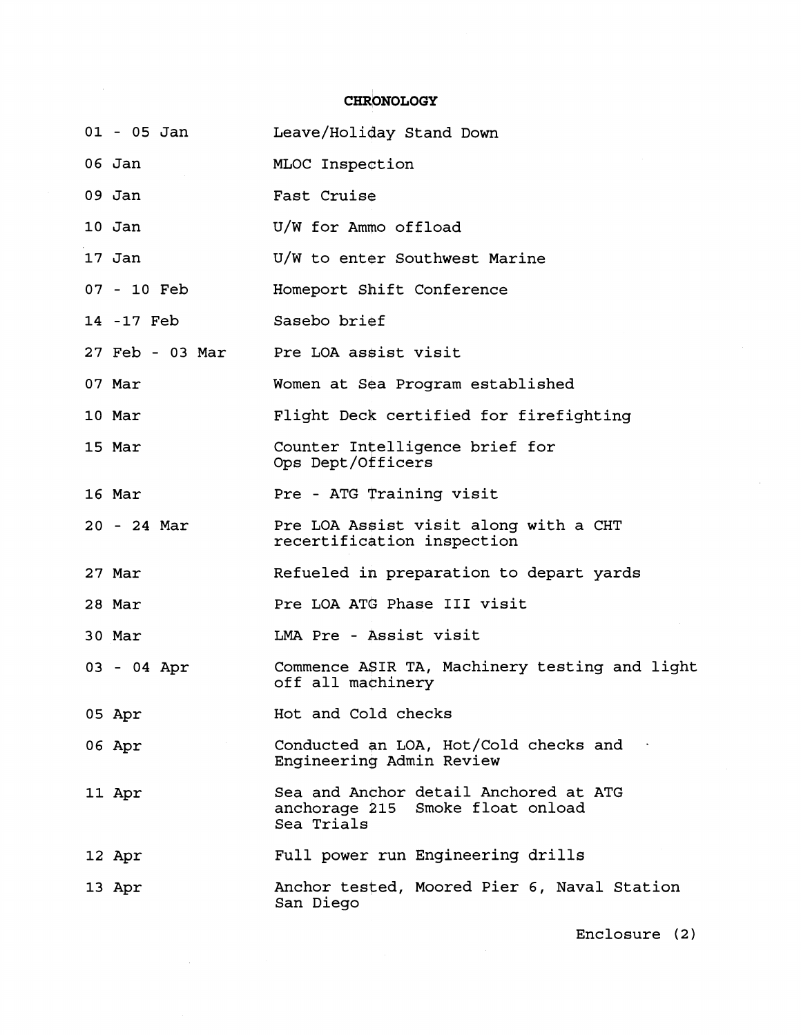# CHRONOLOGY

| | |
|---|---|
| 01 - 05 Jan | Leave/Holiday Stand Down |
| 06 Jan | MLOC Inspection |
| 09 Jan | Fast Cruise |
| 10 Jan | U/W for Ammo offload |
| 17 Jan | U/W to enter Southwest Marine |
| 07 - 10 Feb | Homeport Shift Conference |
| 14 -17 Feb | Sasebo brief |
| 27 Feb - 03 Mar | Pre LOA assist visit |
| 07 Mar | Women at Sea Program established |
| 10 Mar | Flight Deck certified for firefighting |
| 15 Mar | Counter Intelligence brief for Ops Dept/Officers |
| 16 Mar | Pre - ATG Training visit |
| 20 - 24 Mar | Pre LOA Assist visit along with a CHT recertification inspection |
| 27 Mar | Refueled in preparation to depart yards |
| 28 Mar | Pre LOA ATG Phase III visit |
| 30 Mar | LMA Pre - Assist visit |
| 03 - 04 Apr | Commence ASIR TA, Machinery testing and light off all machinery |
| 05 Apr | Hot and Cold checks |
| 06 Apr | Conducted an LOA, Hot/Cold checks and Engineering Admin Review |
| 11 Apr | Sea and Anchor detail Anchored at ATG anchorage 215 Smoke float onload Sea Trials |
| 12 Apr | Full power run Engineering drills |
| 13 Apr | Anchor tested, Moored Pier 6, Naval Station San Diego |

Enclosure (2)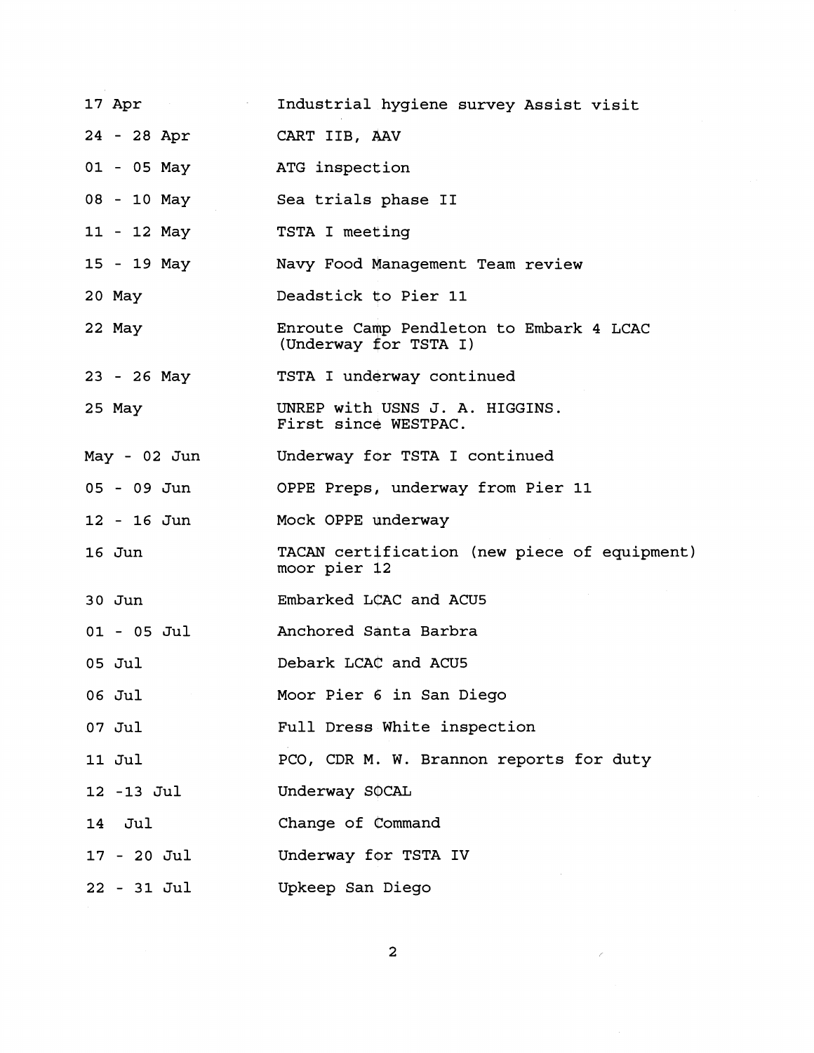| | |
|---|---|
| 17 Apr | Industrial hygiene survey Assist visit |
| 24 - 28 Apr | CART IIB, AAV |
| 01 - 05 May | ATG inspection |
| 08 - 10 May | Sea trials phase II |
| 11 - 12 May | TSTA I meeting |
| 15 - 19 May | Navy Food Management Team review |
| 20 May | Deadstick to Pier 11 |
| 22 May | Enroute Camp Pendleton to Embark 4 LCAC (Underway for TSTA I) |
| 23 - 26 May | TSTA I underway continued |
| 25 May | UNREP with USNS J. A. HIGGINS. First since WESTPAC. |
| May - 02 Jun | Underway for TSTA I continued |
| 05 - 09 Jun | OPPE Preps, underway from Pier 11 |
| 12 - 16 Jun | Mock OPPE underway |
| 16 Jun | TACAN certification (new piece of equipment) moor pier 12 |
| 30 Jun | Embarked LCAC and ACU5 |
| 01 - 05 Jul | Anchored Santa Barbra |
| 05 Jul | Debark LCAC and ACU5 |
| 06 Jul | Moor Pier 6 in San Diego |
| 07 Jul | Full Dress White inspection |
| 11 Jul | PCO, CDR M. W. Brannon reports for duty |
| 12 -13 Jul | Underway SOCAL |
| 14 Jul | Change of Command |
| 17 - 20 Jul | Underway for TSTA IV |
| 22 - 31 Jul | Upkeep San Diego |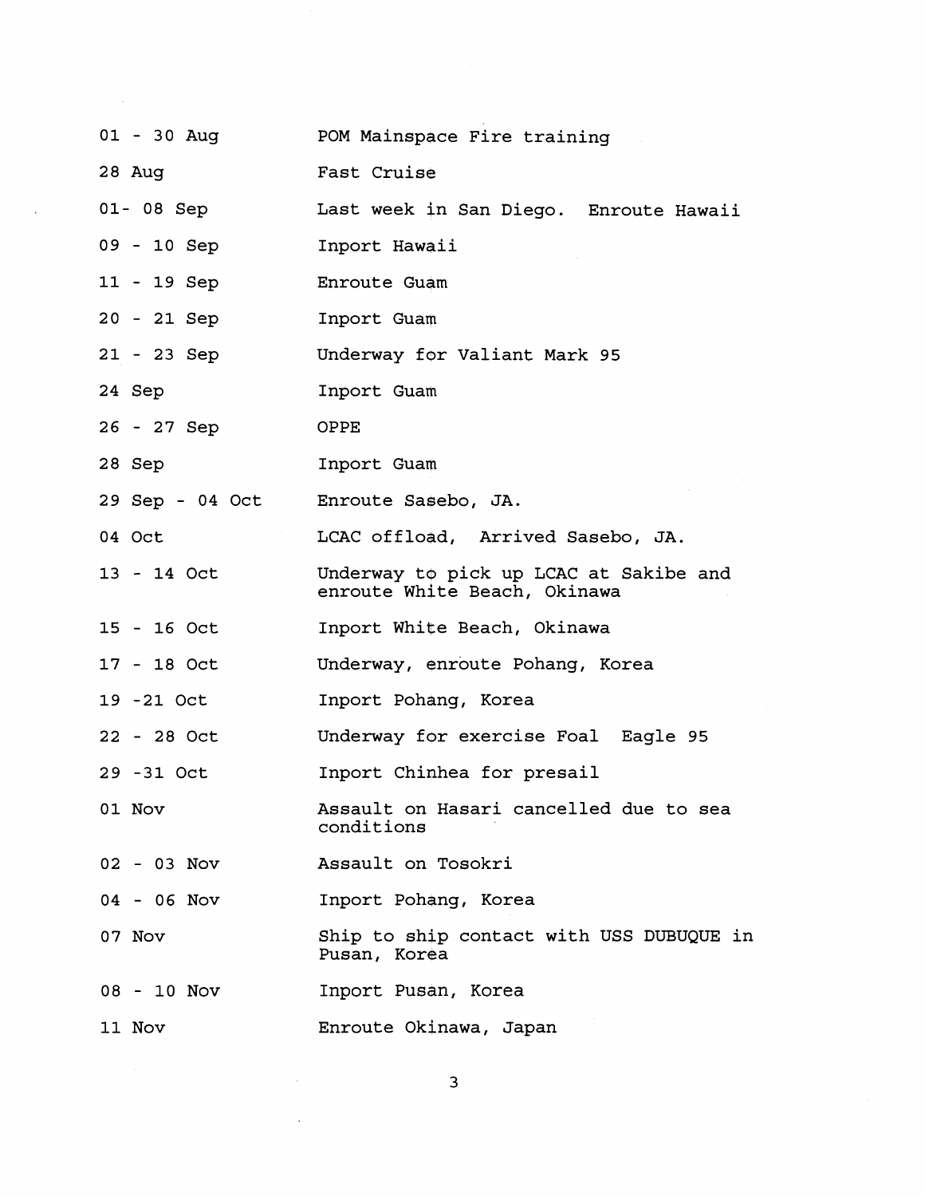| | |
|---|---|
| 01 - 30 Aug | POM Mainspace Fire training |
| 28 Aug | Fast Cruise |
| 01- 08 Sep | Last week in San Diego. Enroute Hawaii |
| 09 - 10 Sep | Inport Hawaii |
| 11 - 19 Sep | Enroute Guam |
| 20 - 21 Sep | Inport Guam |
| 21 - 23 Sep | Underway for Valiant Mark 95 |
| 24 Sep | Inport Guam |
| 26 - 27 Sep | OPPE |
| 28 Sep | Inport Guam |
| 29 Sep - 04 Oct | Enroute Sasebo, JA. |
| 04 Oct | LCAC offload, Arrived Sasebo, JA. |
| 13 - 14 Oct | Underway to pick up LCAC at Sakibe and enroute White Beach, Okinawa |
| 15 - 16 Oct | Inport White Beach, Okinawa |
| 17 - 18 Oct | Underway, enroute Pohang, Korea |
| 19 -21 Oct | Inport Pohang, Korea |
| 22 - 28 Oct | Underway for exercise Foal Eagle 95 |
| 29 -31 Oct | Inport Chinhea for presail |
| 01 Nov | Assault on Hasari cancelled due to sea conditions |
| 02 - 03 Nov | Assault on Tosokri |
| 04 - 06 Nov | Inport Pohang, Korea |
| 07 Nov | Ship to ship contact with USS DUBUQUE in Pusan, Korea |
| 08 - 10 Nov | Inport Pusan, Korea |
| 11 Nov | Enroute Okinawa, Japan |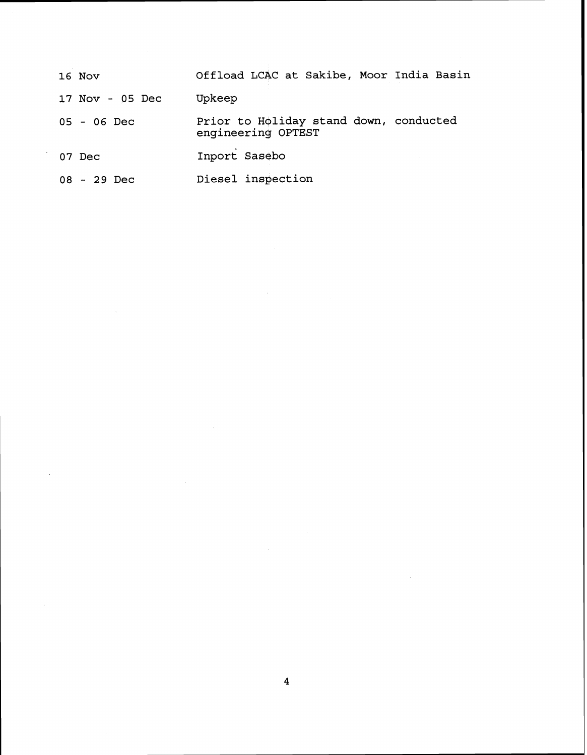| | |
|---|---|
| 16 Nov | Offload LCAC at Sakibe, Moor India Basin |
| 17 Nov - 05 Dec | Upkeep |
| 05 - 06 Dec | Prior to Holiday stand down, conducted engineering OPTEST |
| 07 Dec | Inport Sasebo |
| 08 - 29 Dec | Diesel inspection |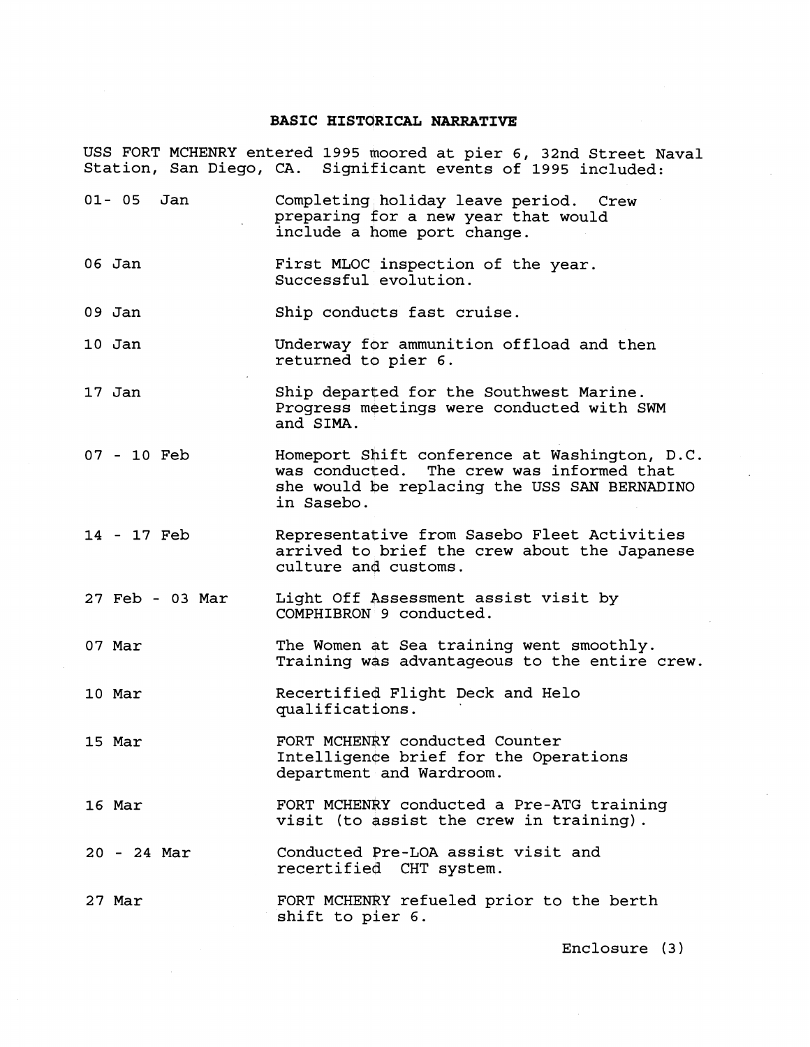## BASIC HISTORICAL NARRATIVE

USS FORT MCHENRY entered 1995 moored at pier 6, 32nd Street Naval Station, San Diego, CA. Significant events of 1995 included:

| | |
|---|---|
| 01- 05 Jan | Completing holiday leave period. Crew preparing for a new year that would include a home port change. |
| 06 Jan | First MLOC inspection of the year. Successful evolution. |
| 09 Jan | Ship conducts fast cruise. |
| 10 Jan | Underway for ammunition offload and then returned to pier 6. |
| 17 Jan | Ship departed for the Southwest Marine. Progress meetings were conducted with SWM and SIMA. |
| 07 - 10 Feb | Homeport Shift conference at Washington, D.C. was conducted. The crew was informed that she would be replacing the USS SAN BERNADINO in Sasebo. |
| 14 - 17 Feb | Representative from Sasebo Fleet Activities arrived to brief the crew about the Japanese culture and customs. |
| 27 Feb - 03 Mar | Light Off Assessment assist visit by COMPHIBRON 9 conducted. |
| 07 Mar | The Women at Sea training went smoothly. Training was advantageous to the entire crew. |
| 10 Mar | Recertified Flight Deck and Helo qualifications. |
| 15 Mar | FORT MCHENRY conducted Counter Intelligence brief for the Operations department and Wardroom. |
| 16 Mar | FORT MCHENRY conducted a Pre-ATG training visit (to assist the crew in training). |
| 20 - 24 Mar | Conducted Pre-LOA assist visit and recertified CHT system. |
| 27 Mar | FORT MCHENRY refueled prior to the berth shift to pier 6. |

Enclosure (3)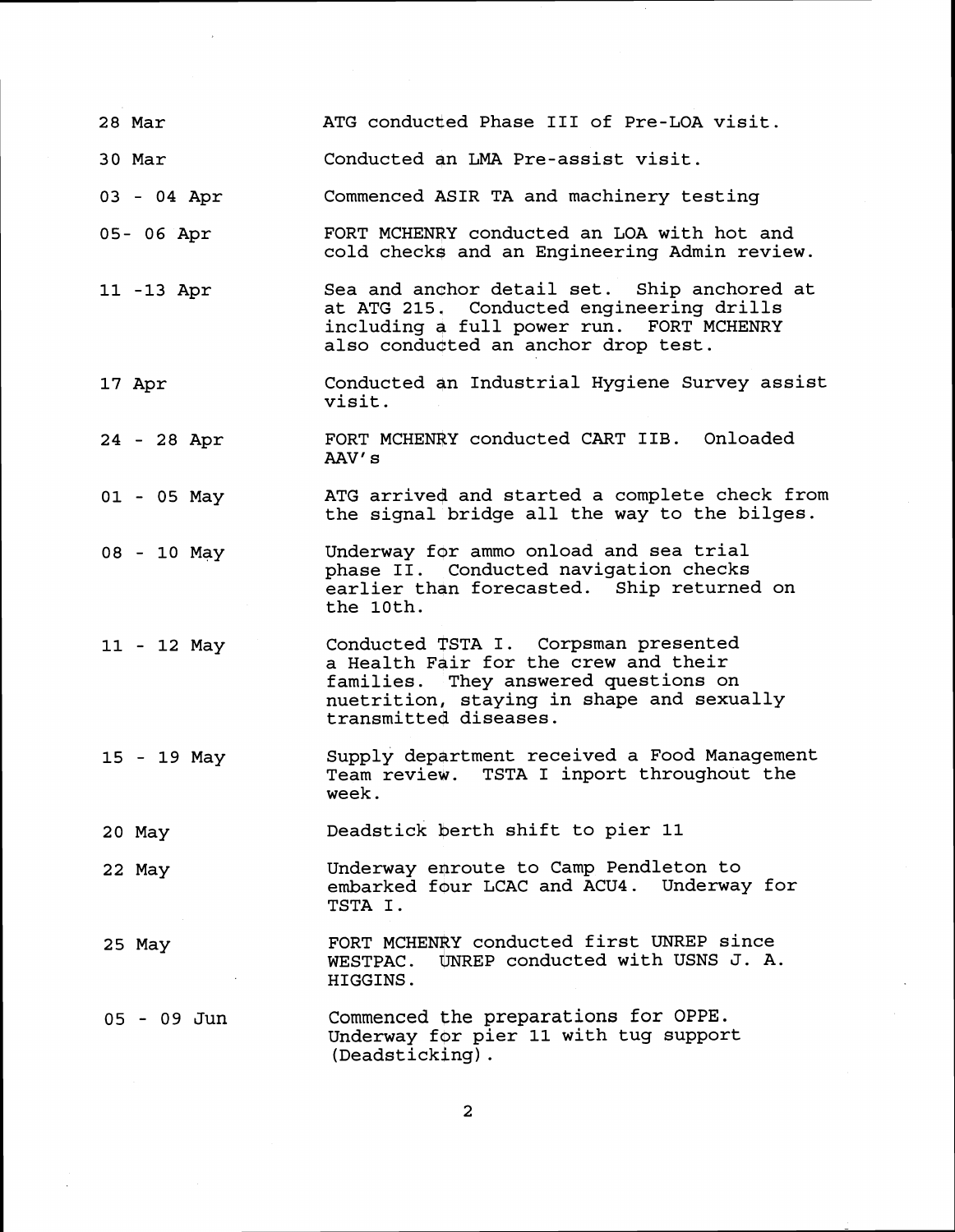| | |
|---|---|
| 28 Mar | ATG conducted Phase III of Pre-LOA visit. |
| 30 Mar | Conducted an LMA Pre-assist visit. |
| 03 - 04 Apr | Commenced ASIR TA and machinery testing |
| 05- 06 Apr | FORT MCHENRY conducted an LOA with hot and cold checks and an Engineering Admin review. |
| 11 -13 Apr | Sea and anchor detail set. Ship anchored at at ATG 215. Conducted engineering drills including a full power run. FORT MCHENRY also conducted an anchor drop test. |
| 17 Apr | Conducted an Industrial Hygiene Survey assist visit. |
| 24 - 28 Apr | FORT MCHENRY conducted CART IIB. Onloaded AAV's |
| 01 - 05 May | ATG arrived and started a complete check from the signal bridge all the way to the bilges. |
| 08 - 10 May | Underway for ammo onload and sea trial phase II. Conducted navigation checks earlier than forecasted. Ship returned on the 10th. |
| 11 - 12 May | Conducted TSTA I. Corpsman presented a Health Fair for the crew and their families. They answered questions on nuetrition, staying in shape and sexually transmitted diseases. |
| 15 - 19 May | Supply department received a Food Management Team review. TSTA I inport throughout the week. |
| 20 May | Deadstick berth shift to pier 11 |
| 22 May | Underway enroute to Camp Pendleton to embarked four LCAC and ACU4. Underway for TSTA I. |
| 25 May | FORT MCHENRY conducted first UNREP since WESTPAC. UNREP conducted with USNS J. A. HIGGINS. |
| 05 - 09 Jun | Commenced the preparations for OPPE. Underway for pier 11 with tug support (Deadsticking). |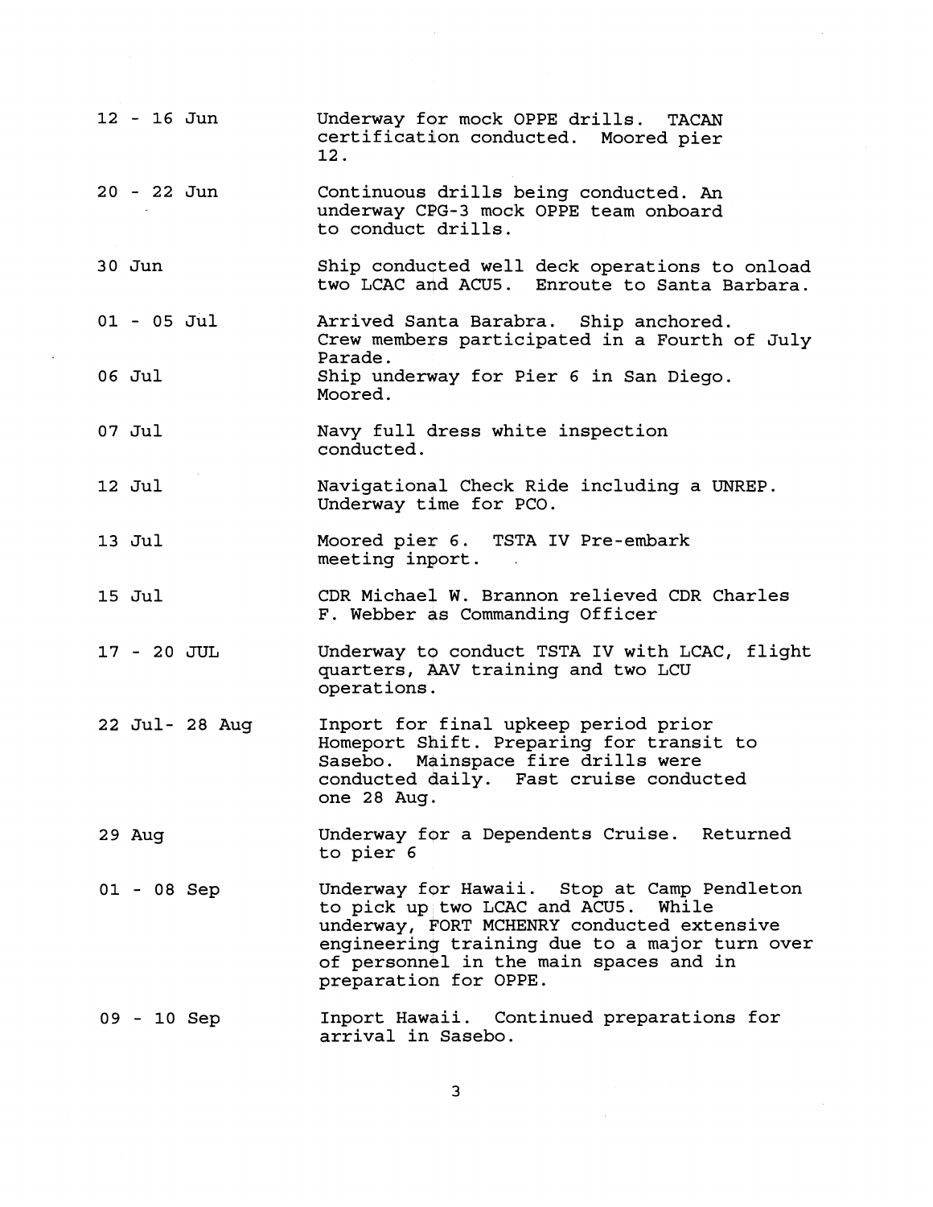| | |
|---|---|
| 12 - 16 Jun | Underway for mock OPPE drills. TACAN certification conducted. Moored pier 12. |
| 20 - 22 Jun | Continuous drills being conducted. An underway CPG-3 mock OPPE team onboard to conduct drills. |
| 30 Jun | Ship conducted well deck operations to onload two LCAC and ACU5. Enroute to Santa Barbara. |
| 01 - 05 Jul | Arrived Santa Barabra. Ship anchored. Crew members participated in a Fourth of July Parade. |
| 06 Jul | Ship underway for Pier 6 in San Diego. Moored. |
| 07 Jul | Navy full dress white inspection conducted. |
| 12 Jul | Navigational Check Ride including a UNREP. Underway time for PCO. |
| 13 Jul | Moored pier 6. TSTA IV Pre-embark meeting inport. |
| 15 Jul | CDR Michael W. Brannon relieved CDR Charles F. Webber as Commanding Officer |
| 17 - 20 JUL | Underway to conduct TSTA IV with LCAC, flight quarters, AAV training and two LCU operations. |
| 22 Jul- 28 Aug | Inport for final upkeep period prior Homeport Shift. Preparing for transit to Sasebo. Mainspace fire drills were conducted daily. Fast cruise conducted one 28 Aug. |
| 29 Aug | Underway for a Dependents Cruise. Returned to pier 6 |
| 01 - 08 Sep | Underway for Hawaii. Stop at Camp Pendleton to pick up two LCAC and ACU5. While underway, FORT MCHENRY conducted extensive engineering training due to a major turn over of personnel in the main spaces and in preparation for OPPE. |
| 09 - 10 Sep | Inport Hawaii. Continued preparations for arrival in Sasebo. |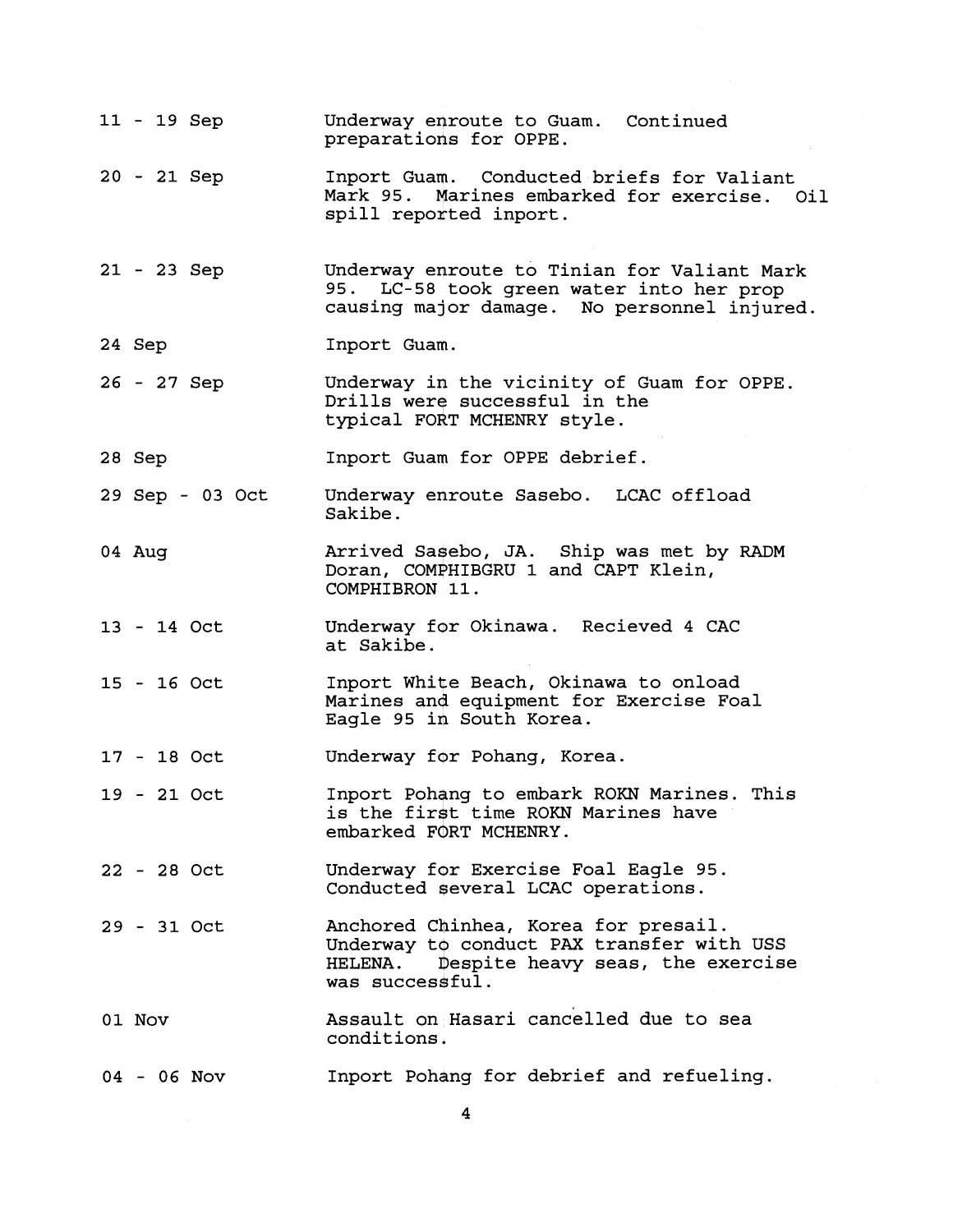| | |
|---|---|
| 11 - 19 Sep | Underway enroute to Guam. Continued preparations for OPPE. |
| 20 - 21 Sep | Inport Guam. Conducted briefs for Valiant Mark 95. Marines embarked for exercise. Oil spill reported inport. |
| 21 - 23 Sep | Underway enroute to Tinian for Valiant Mark 95. LC-58 took green water into her prop causing major damage. No personnel injured. |
| 24 Sep | Inport Guam. |
| 26 - 27 Sep | Underway in the vicinity of Guam for OPPE. Drills were successful in the typical FORT MCHENRY style. |
| 28 Sep | Inport Guam for OPPE debrief. |
| 29 Sep - 03 Oct | Underway enroute Sasebo. LCAC offload Sakibe. |
| 04 Aug | Arrived Sasebo, JA. Ship was met by RADM Doran, COMPHIBGRU 1 and CAPT Klein, COMPHIBRON 11. |
| 13 - 14 Oct | Underway for Okinawa. Recieved 4 CAC at Sakibe. |
| 15 - 16 Oct | Inport White Beach, Okinawa to onload Marines and equipment for Exercise Foal Eagle 95 in South Korea. |
| 17 - 18 Oct | Underway for Pohang, Korea. |
| 19 - 21 Oct | Inport Pohang to embark ROKN Marines. This is the first time ROKN Marines have embarked FORT MCHENRY. |
| 22 - 28 Oct | Underway for Exercise Foal Eagle 95. Conducted several LCAC operations. |
| 29 - 31 Oct | Anchored Chinhea, Korea for presail. Underway to conduct PAX transfer with USS HELENA. Despite heavy seas, the exercise was successful. |
| 01 Nov | Assault on Hasari cancelled due to sea conditions. |
| 04 - 06 Nov | Inport Pohang for debrief and refueling. |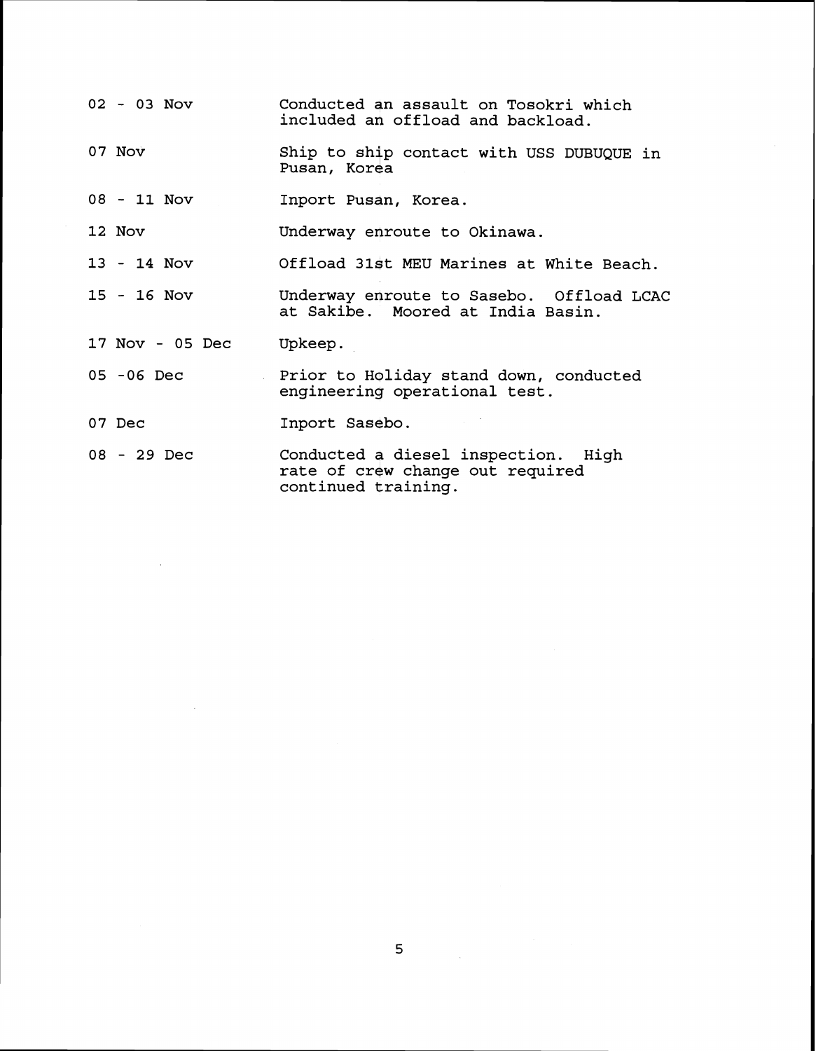| | |
|---|---|
| 02 - 03 Nov | Conducted an assault on Tosokri which included an offload and backload. |
| 07 Nov | Ship to ship contact with USS DUBUQUE in Pusan, Korea |
| 08 - 11 Nov | Inport Pusan, Korea. |
| 12 Nov | Underway enroute to Okinawa. |
| 13 - 14 Nov | Offload 31st MEU Marines at White Beach. |
| 15 - 16 Nov | Underway enroute to Sasebo. Offload LCAC at Sakibe. Moored at India Basin. |
| 17 Nov - 05 Dec | Upkeep. |
| 05 -06 Dec | Prior to Holiday stand down, conducted engineering operational test. |
| 07 Dec | Inport Sasebo. |
| 08 - 29 Dec | Conducted a diesel inspection. High rate of crew change out required continued training. |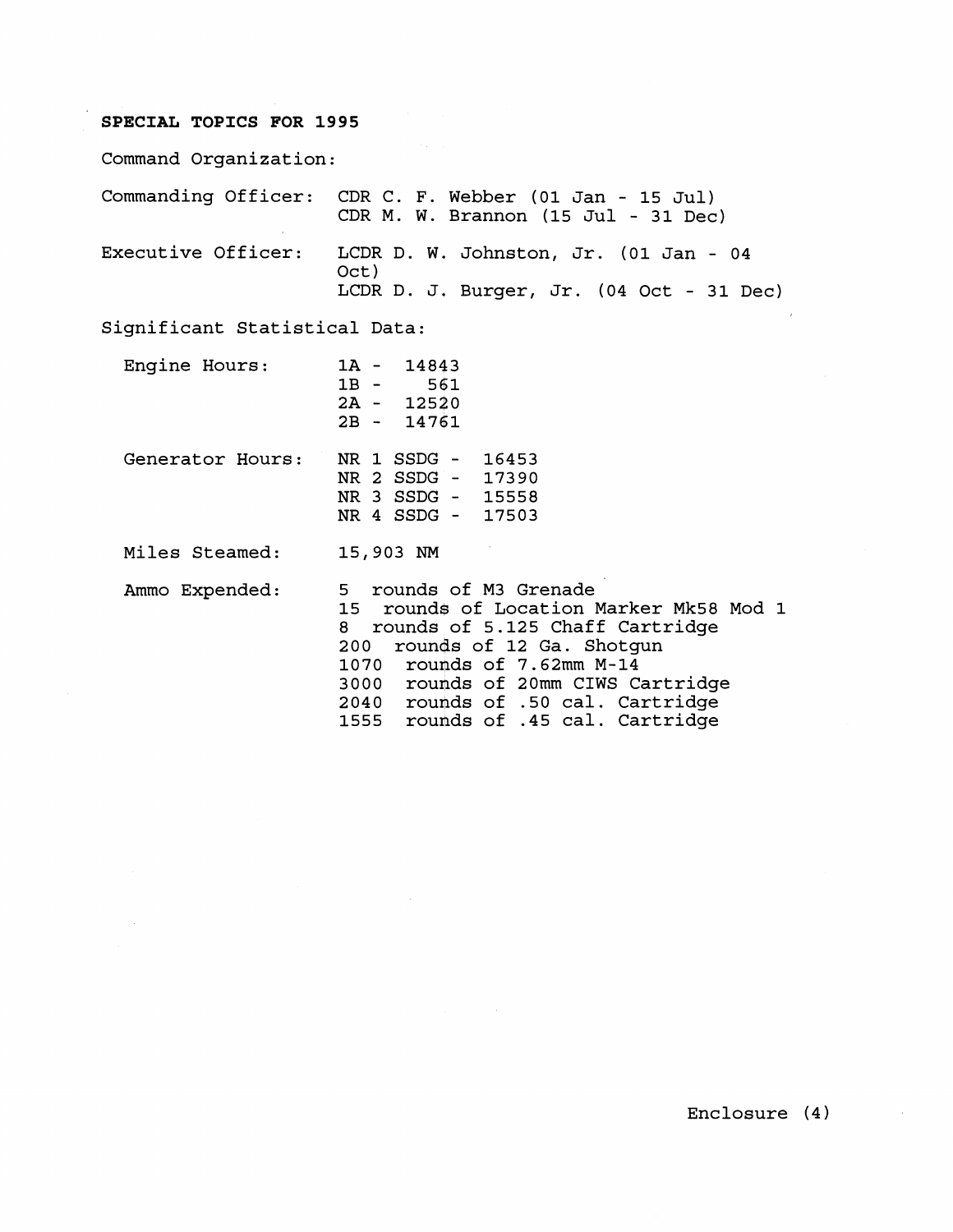**SPECIAL TOPICS FOR 1995**

Command Organization:

| | |
|---|---|
| Commanding Officer: | CDR C. F. Webber (01 Jan - 15 Jul)<br>CDR M. W. Brannon (15 Jul - 31 Dec) |
| Executive Officer: | LCDR D. W. Johnston, Jr. (01 Jan - 04 Oct)<br>LCDR D. J. Burger, Jr. (04 Oct - 31 Dec) |

Significant Statistical Data:

| | |
|---|---|
| Engine Hours: | 1A - 14843<br>1B - 561<br>2A - 12520<br>2B - 14761 |
| Generator Hours: | NR 1 SSDG - 16453<br>NR 2 SSDG - 17390<br>NR 3 SSDG - 15558<br>NR 4 SSDG - 17503 |
| Miles Steamed: | 15,903 NM |
| Ammo Expended: | 5 rounds of M3 Grenade<br>15 rounds of Location Marker Mk58 Mod 1<br>8 rounds of 5.125 Chaff Cartridge<br>200 rounds of 12 Ga. Shotgun<br>1070 rounds of 7.62mm M-14<br>3000 rounds of 20mm CIWS Cartridge<br>2040 rounds of .50 cal. Cartridge<br>1555 rounds of .45 cal. Cartridge |

Enclosure (4)